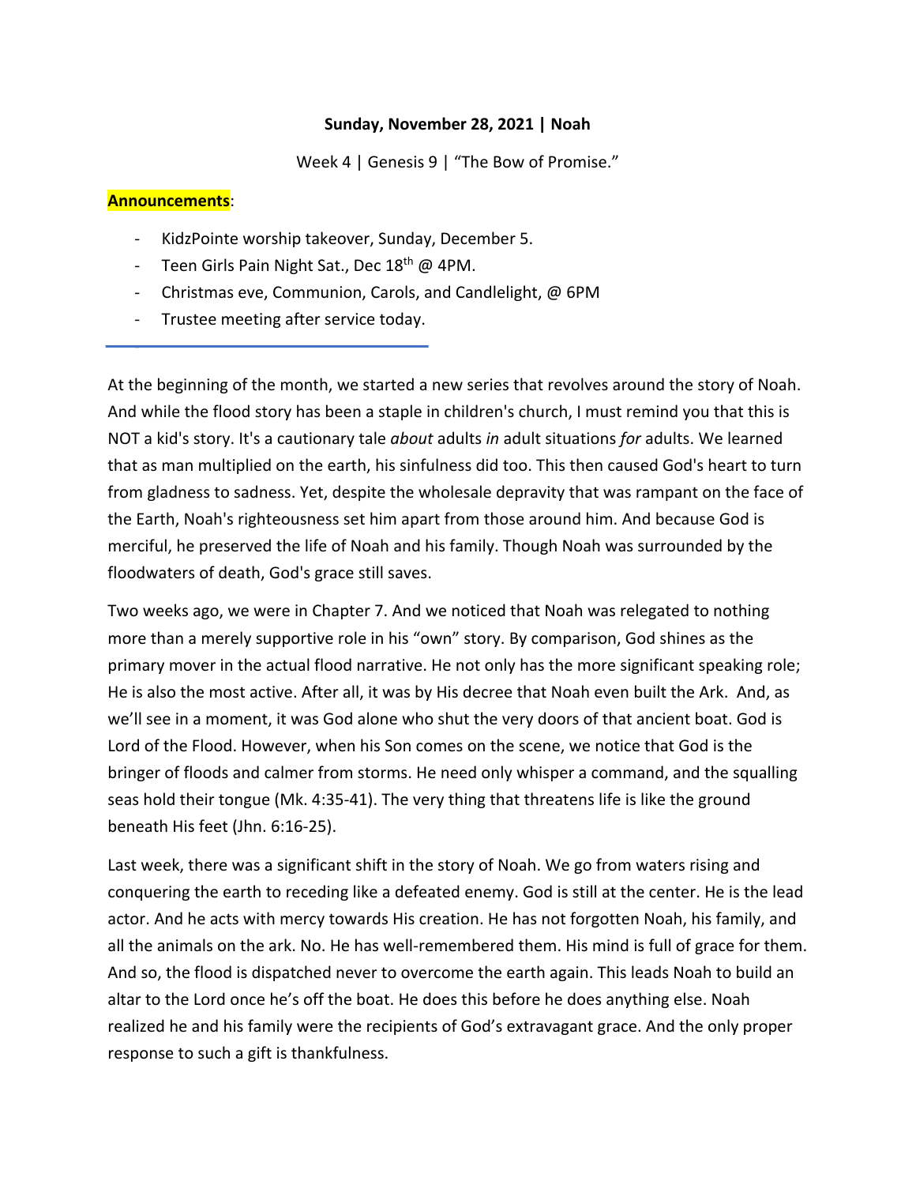**Sunday, November 28, 2021 | Noah**

Week 4 | Genesis 9 | "The Bow of Promise."

**Announcements**:

- KidzPointe worship takeover, Sunday, December 5.
- Teen Girls Pain Night Sat., Dec 18th @ 4PM.
- Christmas eve, Communion, Carols, and Candlelight, @ 6PM
- Trustee meeting after service today.

---

At the beginning of the month, we started a new series that revolves around the story of Noah. And while the flood story has been a staple in children's church, I must remind you that this is NOT a kid's story. It's a cautionary tale *about* adults *in* adult situations *for* adults. We learned that as man multiplied on the earth, his sinfulness did too. This then caused God's heart to turn from gladness to sadness. Yet, despite the wholesale depravity that was rampant on the face of the Earth, Noah's righteousness set him apart from those around him. And because God is merciful, he preserved the life of Noah and his family. Though Noah was surrounded by the floodwaters of death, God's grace still saves.

Two weeks ago, we were in Chapter 7. And we noticed that Noah was relegated to nothing more than a merely supportive role in his "own" story. By comparison, God shines as the primary mover in the actual flood narrative. He not only has the more significant speaking role; He is also the most active. After all, it was by His decree that Noah even built the Ark. And, as we'll see in a moment, it was God alone who shut the very doors of that ancient boat. God is Lord of the Flood. However, when his Son comes on the scene, we notice that God is the bringer of floods and calmer from storms. He need only whisper a command, and the squalling seas hold their tongue (Mk. 4:35-41). The very thing that threatens life is like the ground beneath His feet (Jhn. 6:16-25).

Last week, there was a significant shift in the story of Noah. We go from waters rising and conquering the earth to receding like a defeated enemy. God is still at the center. He is the lead actor. And he acts with mercy towards His creation. He has not forgotten Noah, his family, and all the animals on the ark. No. He has well-remembered them. His mind is full of grace for them. And so, the flood is dispatched never to overcome the earth again. This leads Noah to build an altar to the Lord once he's off the boat. He does this before he does anything else. Noah realized he and his family were the recipients of God's extravagant grace. And the only proper response to such a gift is thankfulness.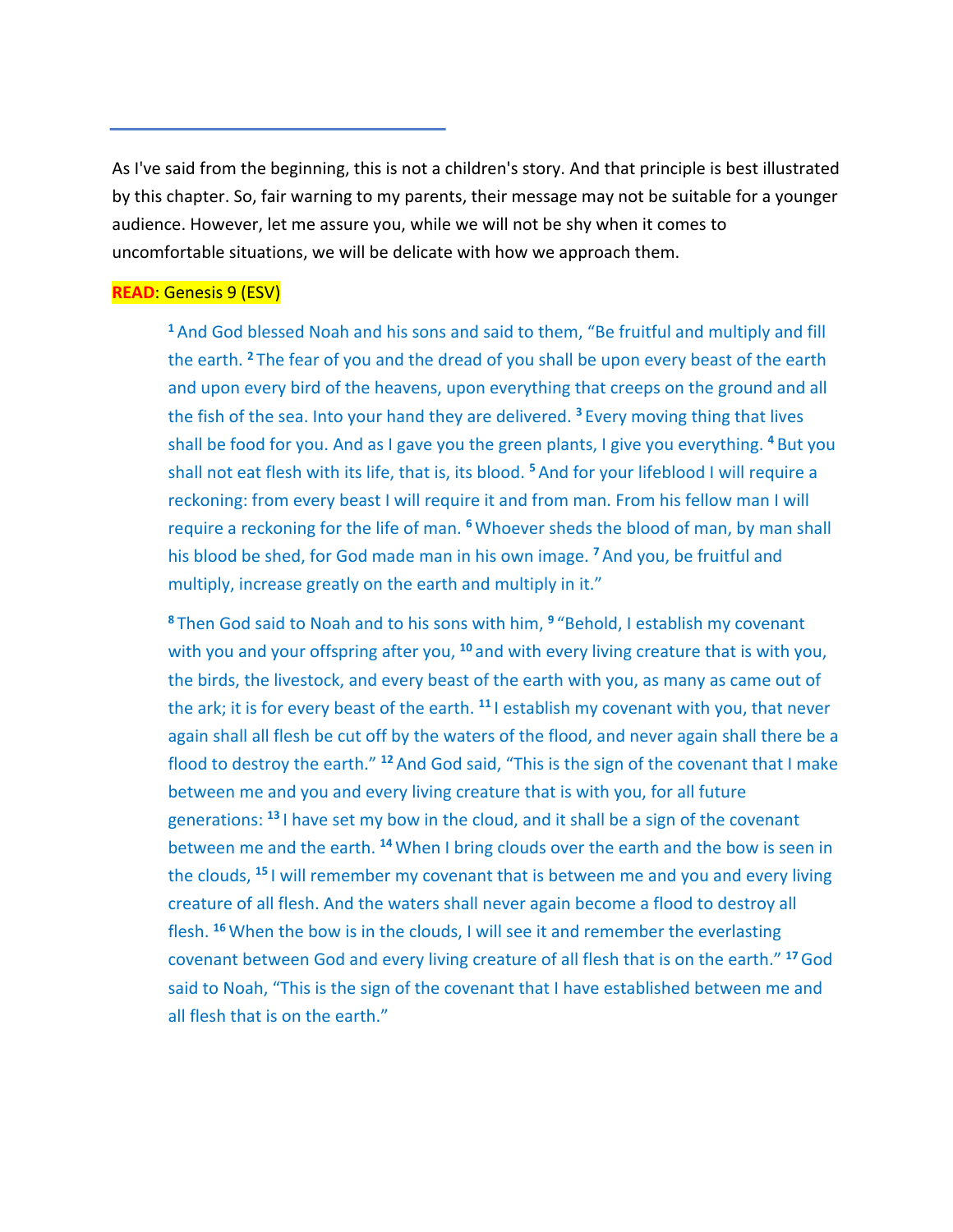---

As I've said from the beginning, this is not a children's story. And that principle is best illustrated by this chapter. So, fair warning to my parents, their message may not be suitable for a younger audience. However, let me assure you, while we will not be shy when it comes to uncomfortable situations, we will be delicate with how we approach them.

**READ**: Genesis 9 (ESV)

> [1] And God blessed Noah and his sons and said to them, "Be fruitful and multiply and fill the earth. [2] The fear of you and the dread of you shall be upon every beast of the earth and upon every bird of the heavens, upon everything that creeps on the ground and all the fish of the sea. Into your hand they are delivered. [3] Every moving thing that lives shall be food for you. And as I gave you the green plants, I give you everything. [4] But you shall not eat flesh with its life, that is, its blood. [5] And for your lifeblood I will require a reckoning: from every beast I will require it and from man. From his fellow man I will require a reckoning for the life of man. [6] Whoever sheds the blood of man, by man shall his blood be shed, for God made man in his own image. [7] And you, be fruitful and multiply, increase greatly on the earth and multiply in it."
>
> [8] Then God said to Noah and to his sons with him, [9] "Behold, I establish my covenant with you and your offspring after you, [10] and with every living creature that is with you, the birds, the livestock, and every beast of the earth with you, as many as came out of the ark; it is for every beast of the earth. [11] I establish my covenant with you, that never again shall all flesh be cut off by the waters of the flood, and never again shall there be a flood to destroy the earth." [12] And God said, "This is the sign of the covenant that I make between me and you and every living creature that is with you, for all future generations: [13] I have set my bow in the cloud, and it shall be a sign of the covenant between me and the earth. [14] When I bring clouds over the earth and the bow is seen in the clouds, [15] I will remember my covenant that is between me and you and every living creature of all flesh. And the waters shall never again become a flood to destroy all flesh. [16] When the bow is in the clouds, I will see it and remember the everlasting covenant between God and every living creature of all flesh that is on the earth." [17] God said to Noah, "This is the sign of the covenant that I have established between me and all flesh that is on the earth."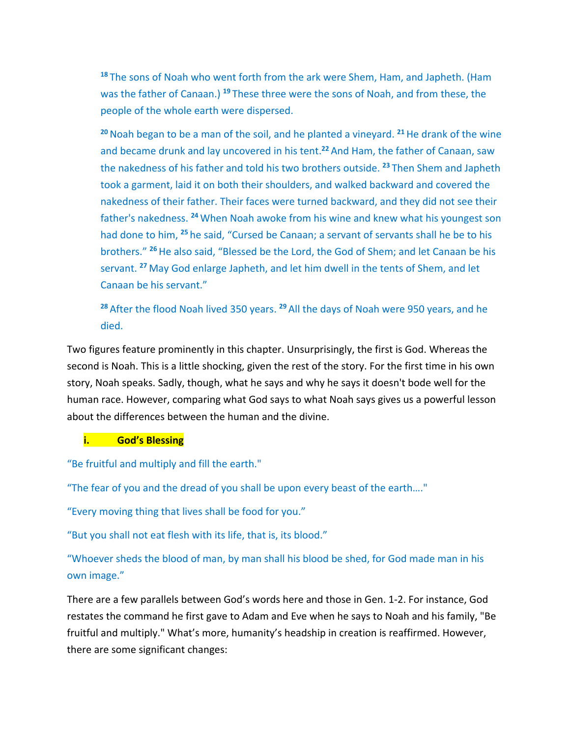[18] The sons of Noah who went forth from the ark were Shem, Ham, and Japheth. (Ham was the father of Canaan.) [19] These three were the sons of Noah, and from these, the people of the whole earth were dispersed.

[20] Noah began to be a man of the soil, and he planted a vineyard. [21] He drank of the wine and became drunk and lay uncovered in his tent.[22] And Ham, the father of Canaan, saw the nakedness of his father and told his two brothers outside. [23] Then Shem and Japheth took a garment, laid it on both their shoulders, and walked backward and covered the nakedness of their father. Their faces were turned backward, and they did not see their father's nakedness. [24] When Noah awoke from his wine and knew what his youngest son had done to him, [25] he said, "Cursed be Canaan; a servant of servants shall he be to his brothers." [26] He also said, "Blessed be the Lord, the God of Shem; and let Canaan be his servant. [27] May God enlarge Japheth, and let him dwell in the tents of Shem, and let Canaan be his servant."

[28] After the flood Noah lived 350 years. [29] All the days of Noah were 950 years, and he died.

Two figures feature prominently in this chapter. Unsurprisingly, the first is God. Whereas the second is Noah. This is a little shocking, given the rest of the story. For the first time in his own story, Noah speaks. Sadly, though, what he says and why he says it doesn't bode well for the human race. However, comparing what God says to what Noah says gives us a powerful lesson about the differences between the human and the divine.

### i. God's Blessing

"Be fruitful and multiply and fill the earth."

"The fear of you and the dread of you shall be upon every beast of the earth…."

"Every moving thing that lives shall be food for you."

"But you shall not eat flesh with its life, that is, its blood."

"Whoever sheds the blood of man, by man shall his blood be shed, for God made man in his own image."

There are a few parallels between God's words here and those in Gen. 1-2. For instance, God restates the command he first gave to Adam and Eve when he says to Noah and his family, "Be fruitful and multiply." What's more, humanity's headship in creation is reaffirmed. However, there are some significant changes: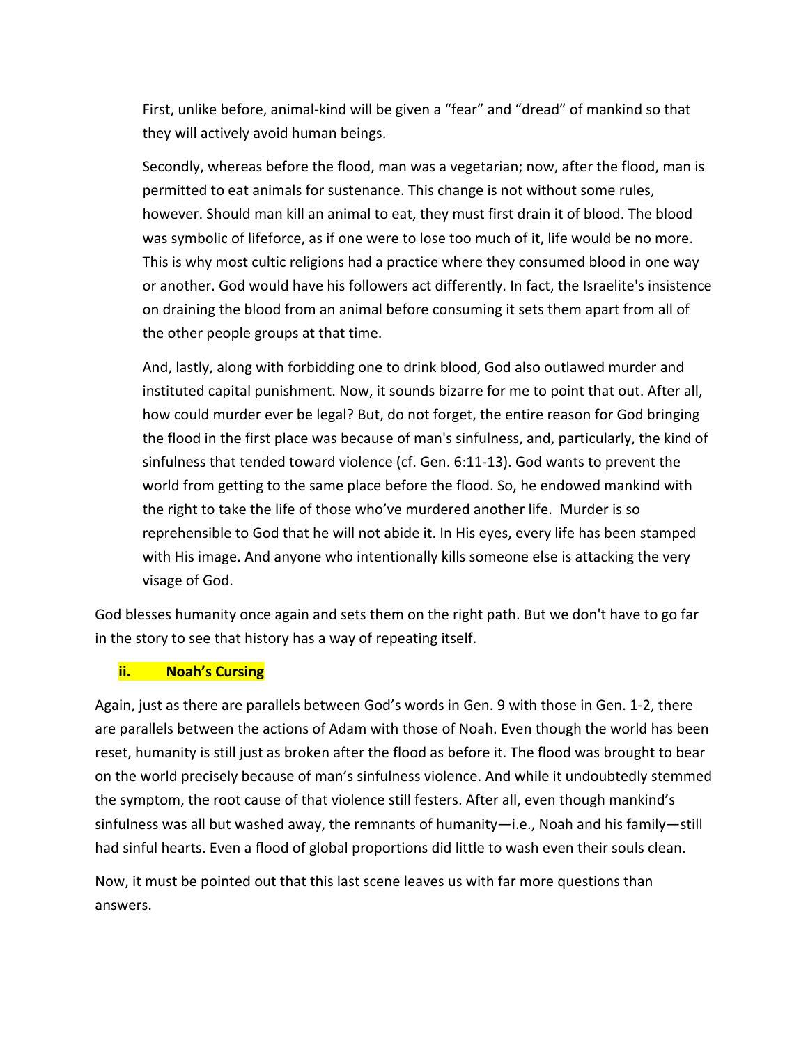First, unlike before, animal-kind will be given a "fear" and "dread" of mankind so that they will actively avoid human beings.

Secondly, whereas before the flood, man was a vegetarian; now, after the flood, man is permitted to eat animals for sustenance. This change is not without some rules, however. Should man kill an animal to eat, they must first drain it of blood. The blood was symbolic of lifeforce, as if one were to lose too much of it, life would be no more. This is why most cultic religions had a practice where they consumed blood in one way or another. God would have his followers act differently. In fact, the Israelite's insistence on draining the blood from an animal before consuming it sets them apart from all of the other people groups at that time.

And, lastly, along with forbidding one to drink blood, God also outlawed murder and instituted capital punishment. Now, it sounds bizarre for me to point that out. After all, how could murder ever be legal? But, do not forget, the entire reason for God bringing the flood in the first place was because of man's sinfulness, and, particularly, the kind of sinfulness that tended toward violence (cf. Gen. 6:11-13). God wants to prevent the world from getting to the same place before the flood. So, he endowed mankind with the right to take the life of those who've murdered another life. Murder is so reprehensible to God that he will not abide it. In His eyes, every life has been stamped with His image. And anyone who intentionally kills someone else is attacking the very visage of God.

God blesses humanity once again and sets them on the right path. But we don't have to go far in the story to see that history has a way of repeating itself.

### ii. Noah's Cursing

Again, just as there are parallels between God's words in Gen. 9 with those in Gen. 1-2, there are parallels between the actions of Adam with those of Noah. Even though the world has been reset, humanity is still just as broken after the flood as before it. The flood was brought to bear on the world precisely because of man's sinfulness violence. And while it undoubtedly stemmed the symptom, the root cause of that violence still festers. After all, even though mankind's sinfulness was all but washed away, the remnants of humanity—i.e., Noah and his family—still had sinful hearts. Even a flood of global proportions did little to wash even their souls clean.

Now, it must be pointed out that this last scene leaves us with far more questions than answers.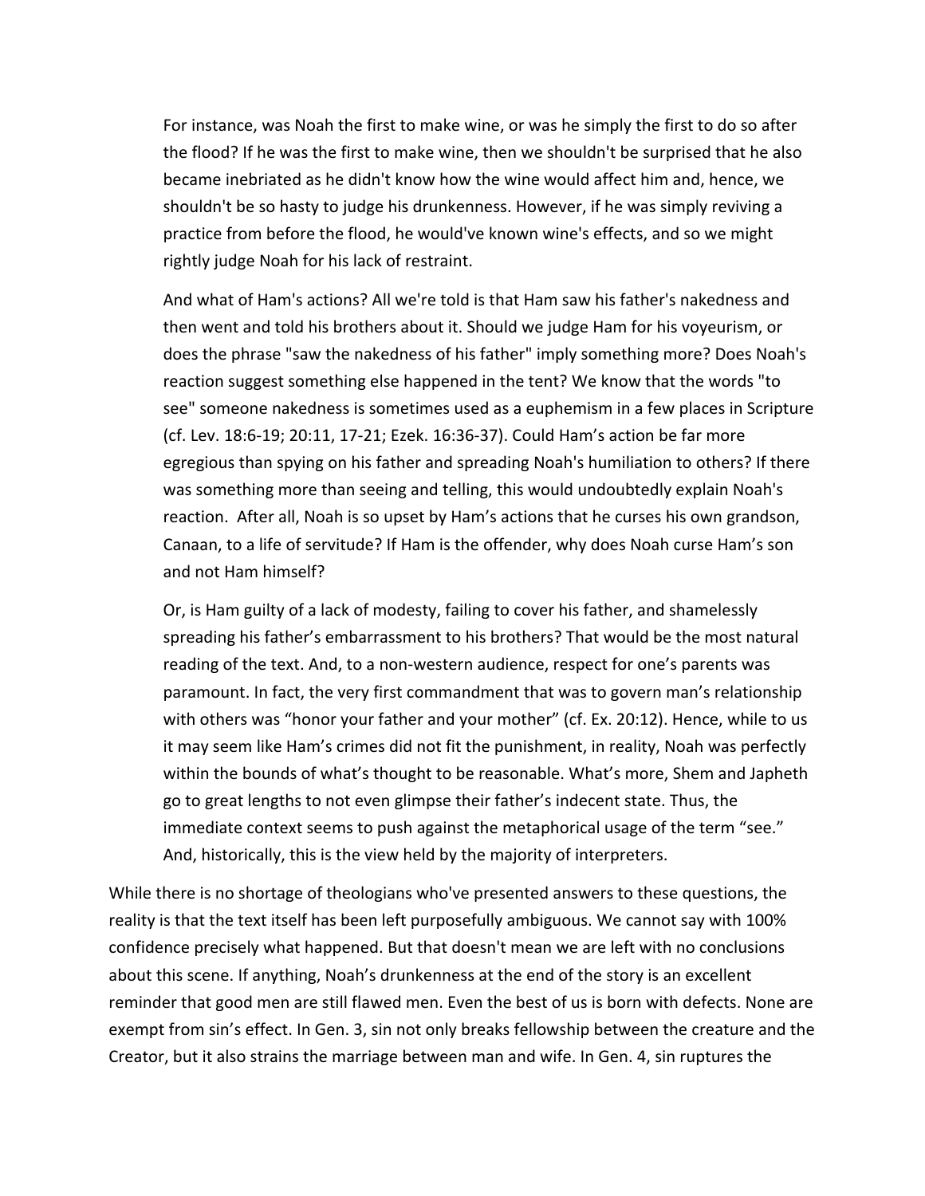> For instance, was Noah the first to make wine, or was he simply the first to do so after the flood? If he was the first to make wine, then we shouldn't be surprised that he also became inebriated as he didn't know how the wine would affect him and, hence, we shouldn't be so hasty to judge his drunkenness. However, if he was simply reviving a practice from before the flood, he would've known wine's effects, and so we might rightly judge Noah for his lack of restraint.
>
> And what of Ham's actions? All we're told is that Ham saw his father's nakedness and then went and told his brothers about it. Should we judge Ham for his voyeurism, or does the phrase "saw the nakedness of his father" imply something more? Does Noah's reaction suggest something else happened in the tent? We know that the words "to see" someone nakedness is sometimes used as a euphemism in a few places in Scripture (cf. Lev. 18:6-19; 20:11, 17-21; Ezek. 16:36-37). Could Ham's action be far more egregious than spying on his father and spreading Noah's humiliation to others? If there was something more than seeing and telling, this would undoubtedly explain Noah's reaction. After all, Noah is so upset by Ham's actions that he curses his own grandson, Canaan, to a life of servitude? If Ham is the offender, why does Noah curse Ham's son and not Ham himself?
>
> Or, is Ham guilty of a lack of modesty, failing to cover his father, and shamelessly spreading his father's embarrassment to his brothers? That would be the most natural reading of the text. And, to a non-western audience, respect for one's parents was paramount. In fact, the very first commandment that was to govern man's relationship with others was "honor your father and your mother" (cf. Ex. 20:12). Hence, while to us it may seem like Ham's crimes did not fit the punishment, in reality, Noah was perfectly within the bounds of what's thought to be reasonable. What's more, Shem and Japheth go to great lengths to not even glimpse their father's indecent state. Thus, the immediate context seems to push against the metaphorical usage of the term "see." And, historically, this is the view held by the majority of interpreters.

While there is no shortage of theologians who've presented answers to these questions, the reality is that the text itself has been left purposefully ambiguous. We cannot say with 100% confidence precisely what happened. But that doesn't mean we are left with no conclusions about this scene. If anything, Noah's drunkenness at the end of the story is an excellent reminder that good men are still flawed men. Even the best of us is born with defects. None are exempt from sin's effect. In Gen. 3, sin not only breaks fellowship between the creature and the Creator, but it also strains the marriage between man and wife. In Gen. 4, sin ruptures the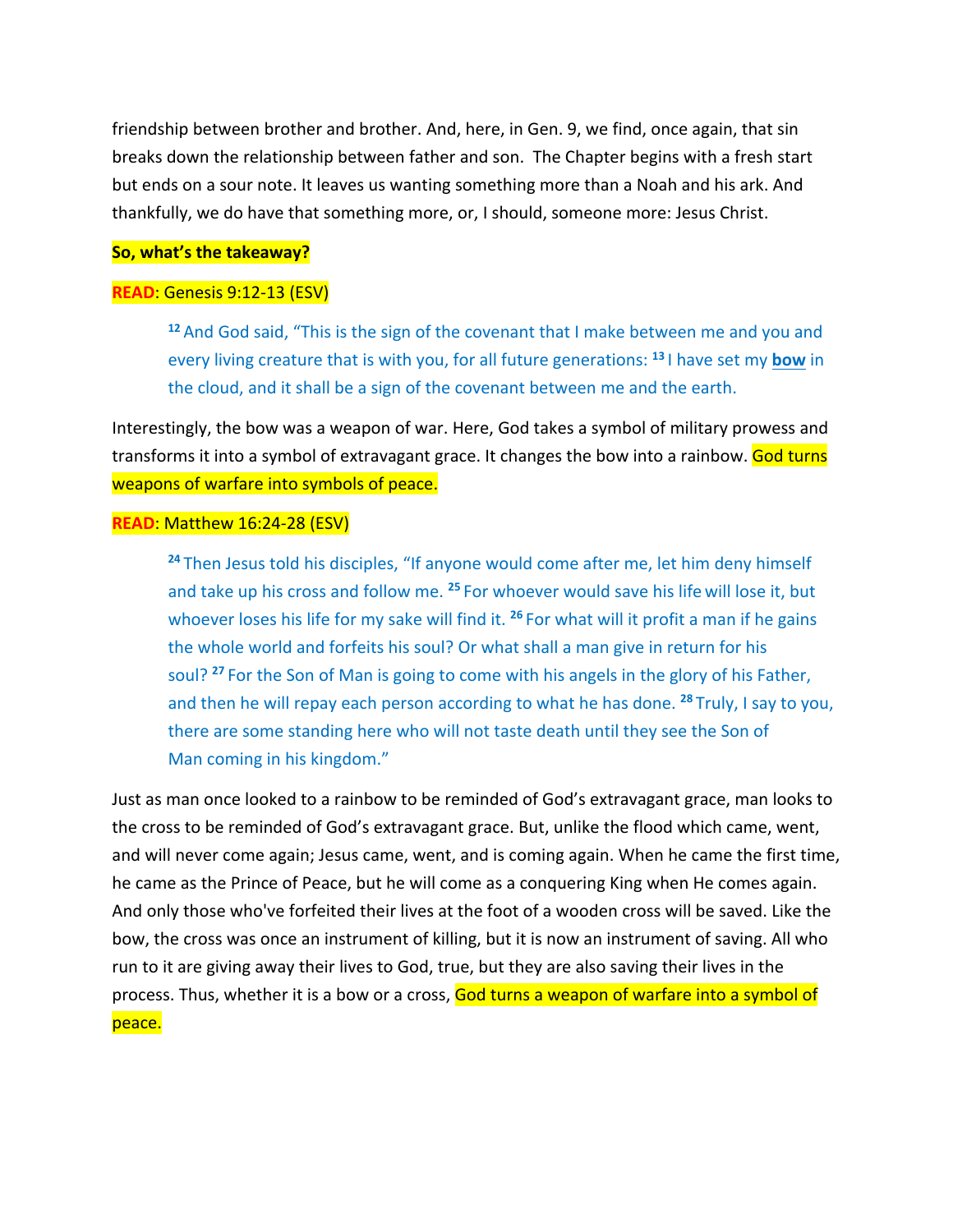friendship between brother and brother. And, here, in Gen. 9, we find, once again, that sin breaks down the relationship between father and son. The Chapter begins with a fresh start but ends on a sour note. It leaves us wanting something more than a Noah and his ark. And thankfully, we do have that something more, or, I should, someone more: Jesus Christ.

**So, what's the takeaway?**

**READ**: Genesis 9:12-13 (ESV)

> [12] And God said, "This is the sign of the covenant that I make between me and you and every living creature that is with you, for all future generations: [13] I have set my **bow** in the cloud, and it shall be a sign of the covenant between me and the earth.

Interestingly, the bow was a weapon of war. Here, God takes a symbol of military prowess and transforms it into a symbol of extravagant grace. It changes the bow into a rainbow. God turns weapons of warfare into symbols of peace.

**READ**: Matthew 16:24-28 (ESV)

> [24] Then Jesus told his disciples, "If anyone would come after me, let him deny himself and take up his cross and follow me. [25] For whoever would save his life will lose it, but whoever loses his life for my sake will find it. [26] For what will it profit a man if he gains the whole world and forfeits his soul? Or what shall a man give in return for his soul? [27] For the Son of Man is going to come with his angels in the glory of his Father, and then he will repay each person according to what he has done. [28] Truly, I say to you, there are some standing here who will not taste death until they see the Son of Man coming in his kingdom."

Just as man once looked to a rainbow to be reminded of God's extravagant grace, man looks to the cross to be reminded of God's extravagant grace. But, unlike the flood which came, went, and will never come again; Jesus came, went, and is coming again. When he came the first time, he came as the Prince of Peace, but he will come as a conquering King when He comes again. And only those who've forfeited their lives at the foot of a wooden cross will be saved. Like the bow, the cross was once an instrument of killing, but it is now an instrument of saving. All who run to it are giving away their lives to God, true, but they are also saving their lives in the process. Thus, whether it is a bow or a cross, God turns a weapon of warfare into a symbol of peace.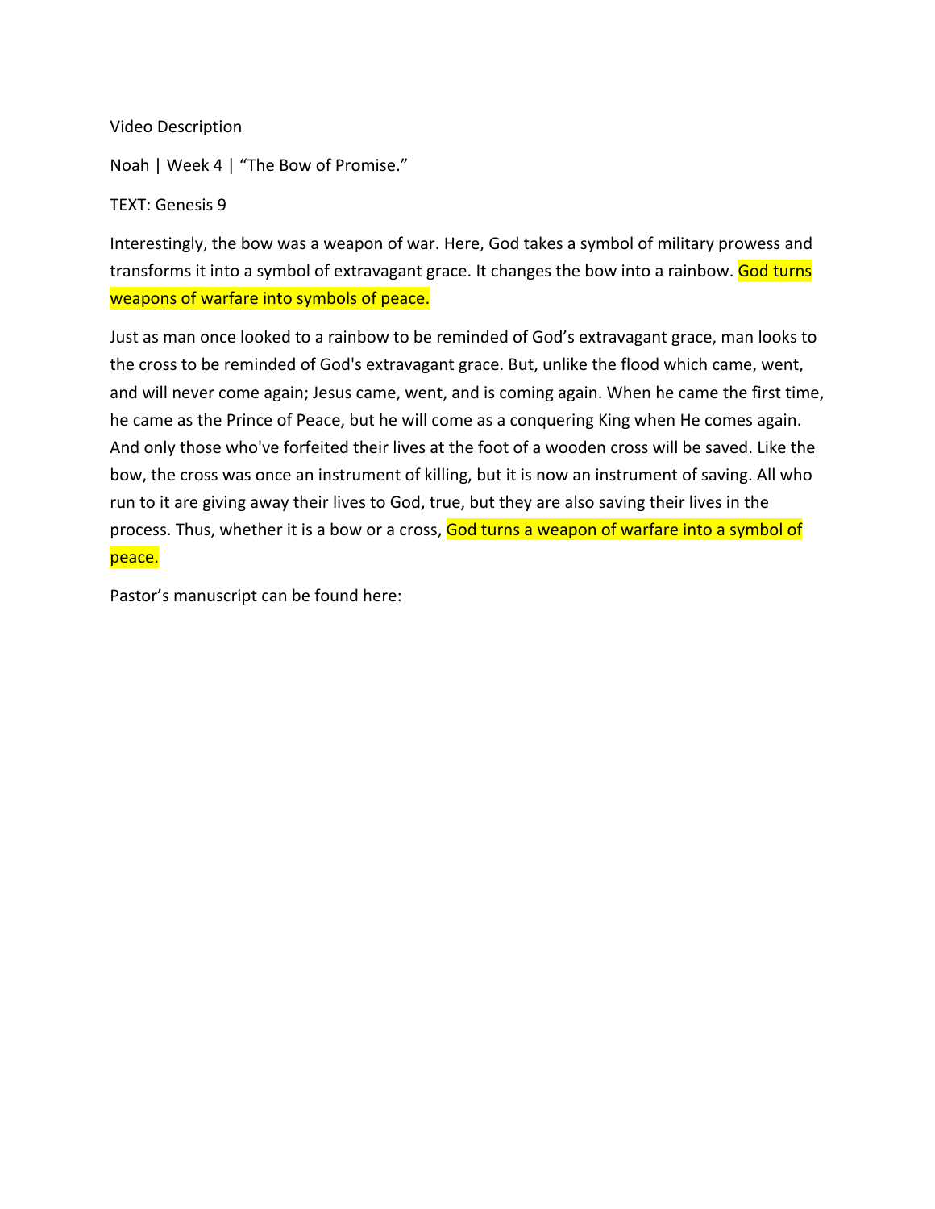Video Description

Noah | Week 4 | "The Bow of Promise."

TEXT: Genesis 9

Interestingly, the bow was a weapon of war. Here, God takes a symbol of military prowess and transforms it into a symbol of extravagant grace. It changes the bow into a rainbow. God turns weapons of warfare into symbols of peace.

Just as man once looked to a rainbow to be reminded of God's extravagant grace, man looks to the cross to be reminded of God's extravagant grace. But, unlike the flood which came, went, and will never come again; Jesus came, went, and is coming again. When he came the first time, he came as the Prince of Peace, but he will come as a conquering King when He comes again. And only those who've forfeited their lives at the foot of a wooden cross will be saved. Like the bow, the cross was once an instrument of killing, but it is now an instrument of saving. All who run to it are giving away their lives to God, true, but they are also saving their lives in the process. Thus, whether it is a bow or a cross, God turns a weapon of warfare into a symbol of peace.

Pastor's manuscript can be found here: